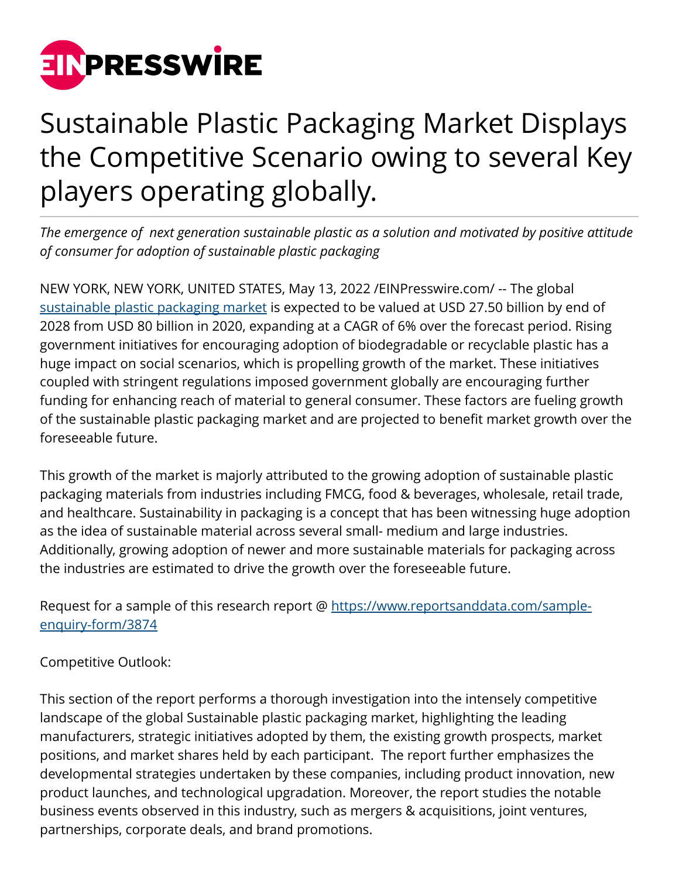# Sustainable Plastic Packaging Market Displays the Competitive Scenario owing to several Key players operating globally.

*The emergence of next generation sustainable plastic as a solution and motivated by positive attitude of consumer for adoption of sustainable plastic packaging*

NEW YORK, NEW YORK, UNITED STATES, May 13, 2022 /EINPresswire.com/ -- The global [sustainable plastic packaging market](#) is expected to be valued at USD 27.50 billion by end of 2028 from USD 80 billion in 2020, expanding at a CAGR of 6% over the forecast period. Rising government initiatives for encouraging adoption of biodegradable or recyclable plastic has a huge impact on social scenarios, which is propelling growth of the market. These initiatives coupled with stringent regulations imposed government globally are encouraging further funding for enhancing reach of material to general consumer. These factors are fueling growth of the sustainable plastic packaging market and are projected to benefit market growth over the foreseeable future.

This growth of the market is majorly attributed to the growing adoption of sustainable plastic packaging materials from industries including FMCG, food & beverages, wholesale, retail trade, and healthcare. Sustainability in packaging is a concept that has been witnessing huge adoption as the idea of sustainable material across several small- medium and large industries. Additionally, growing adoption of newer and more sustainable materials for packaging across the industries are estimated to drive the growth over the foreseeable future.

Request for a sample of this research report @ [https://www.reportsanddata.com/sample-enquiry-form/3874](https://www.reportsanddata.com/sample-enquiry-form/3874)

Competitive Outlook:

This section of the report performs a thorough investigation into the intensely competitive landscape of the global Sustainable plastic packaging market, highlighting the leading manufacturers, strategic initiatives adopted by them, the existing growth prospects, market positions, and market shares held by each participant. The report further emphasizes the developmental strategies undertaken by these companies, including product innovation, new product launches, and technological upgradation. Moreover, the report studies the notable business events observed in this industry, such as mergers & acquisitions, joint ventures, partnerships, corporate deals, and brand promotions.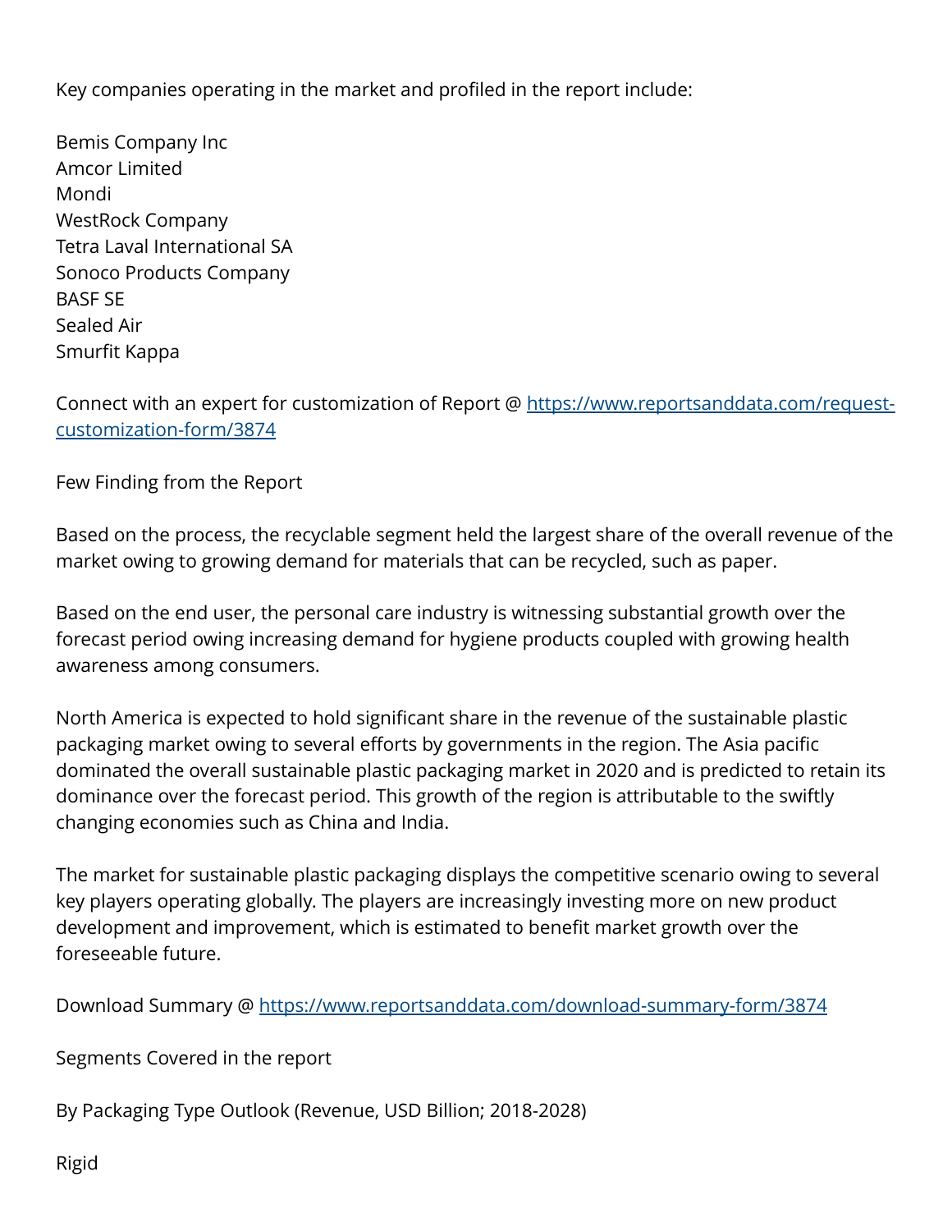Key companies operating in the market and profiled in the report include:

Bemis Company Inc
Amcor Limited
Mondi
WestRock Company
Tetra Laval International SA
Sonoco Products Company
BASF SE
Sealed Air
Smurfit Kappa

Connect with an expert for customization of Report @ [https://www.reportsanddata.com/request-customization-form/3874](https://www.reportsanddata.com/request-customization-form/3874)

Few Finding from the Report

Based on the process, the recyclable segment held the largest share of the overall revenue of the market owing to growing demand for materials that can be recycled, such as paper.

Based on the end user, the personal care industry is witnessing substantial growth over the forecast period owing increasing demand for hygiene products coupled with growing health awareness among consumers.

North America is expected to hold significant share in the revenue of the sustainable plastic packaging market owing to several efforts by governments in the region. The Asia pacific dominated the overall sustainable plastic packaging market in 2020 and is predicted to retain its dominance over the forecast period. This growth of the region is attributable to the swiftly changing economies such as China and India.

The market for sustainable plastic packaging displays the competitive scenario owing to several key players operating globally. The players are increasingly investing more on new product development and improvement, which is estimated to benefit market growth over the foreseeable future.

Download Summary @ [https://www.reportsanddata.com/download-summary-form/3874](https://www.reportsanddata.com/download-summary-form/3874)

Segments Covered in the report

By Packaging Type Outlook (Revenue, USD Billion; 2018-2028)

Rigid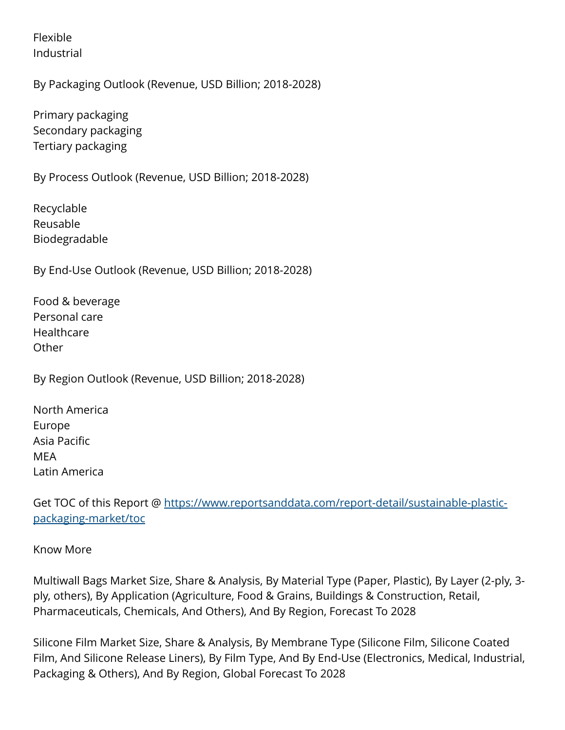Flexible
Industrial

By Packaging Outlook (Revenue, USD Billion; 2018-2028)

Primary packaging
Secondary packaging
Tertiary packaging

By Process Outlook (Revenue, USD Billion; 2018-2028)

Recyclable
Reusable
Biodegradable

By End-Use Outlook (Revenue, USD Billion; 2018-2028)

Food & beverage
Personal care
Healthcare
Other

By Region Outlook (Revenue, USD Billion; 2018-2028)

North America
Europe
Asia Pacific
MEA
Latin America

Get TOC of this Report @ [https://www.reportsanddata.com/report-detail/sustainable-plastic-packaging-market/toc](https://www.reportsanddata.com/report-detail/sustainable-plastic-packaging-market/toc)

Know More

Multiwall Bags Market Size, Share & Analysis, By Material Type (Paper, Plastic), By Layer (2-ply, 3-ply, others), By Application (Agriculture, Food & Grains, Buildings & Construction, Retail, Pharmaceuticals, Chemicals, And Others), And By Region, Forecast To 2028

Silicone Film Market Size, Share & Analysis, By Membrane Type (Silicone Film, Silicone Coated Film, And Silicone Release Liners), By Film Type, And By End-Use (Electronics, Medical, Industrial, Packaging & Others), And By Region, Global Forecast To 2028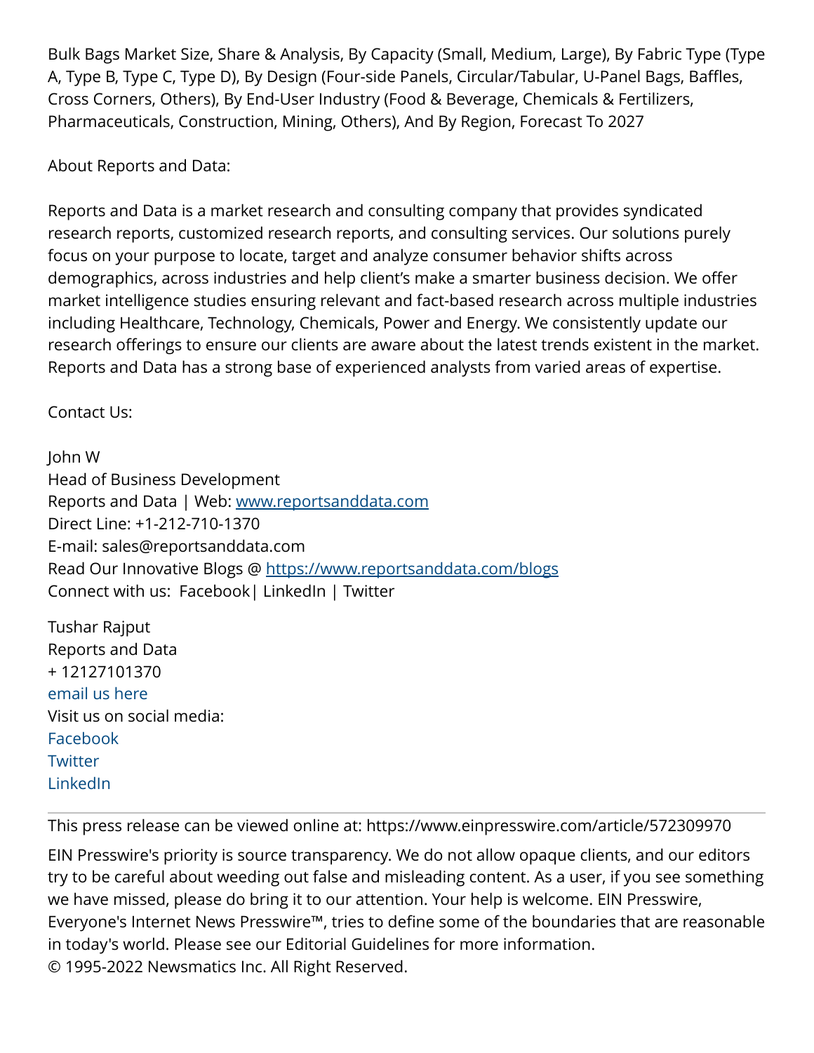Bulk Bags Market Size, Share & Analysis, By Capacity (Small, Medium, Large), By Fabric Type (Type A, Type B, Type C, Type D), By Design (Four-side Panels, Circular/Tabular, U-Panel Bags, Baffles, Cross Corners, Others), By End-User Industry (Food & Beverage, Chemicals & Fertilizers, Pharmaceuticals, Construction, Mining, Others), And By Region, Forecast To 2027

About Reports and Data:

Reports and Data is a market research and consulting company that provides syndicated research reports, customized research reports, and consulting services. Our solutions purely focus on your purpose to locate, target and analyze consumer behavior shifts across demographics, across industries and help client's make a smarter business decision. We offer market intelligence studies ensuring relevant and fact-based research across multiple industries including Healthcare, Technology, Chemicals, Power and Energy. We consistently update our research offerings to ensure our clients are aware about the latest trends existent in the market. Reports and Data has a strong base of experienced analysts from varied areas of expertise.

Contact Us:

John W
Head of Business Development
Reports and Data | Web: www.reportsanddata.com
Direct Line: +1-212-710-1370
E-mail: sales@reportsanddata.com
Read Our Innovative Blogs @ https://www.reportsanddata.com/blogs
Connect with us: Facebook| LinkedIn | Twitter

Tushar Rajput
Reports and Data
+ 12127101370
email us here
Visit us on social media:
Facebook
Twitter
LinkedIn

---

This press release can be viewed online at: https://www.einpresswire.com/article/572309970

EIN Presswire's priority is source transparency. We do not allow opaque clients, and our editors try to be careful about weeding out false and misleading content. As a user, if you see something we have missed, please do bring it to our attention. Your help is welcome. EIN Presswire, Everyone's Internet News Presswire™, tries to define some of the boundaries that are reasonable in today's world. Please see our Editorial Guidelines for more information.
© 1995-2022 Newsmatics Inc. All Right Reserved.